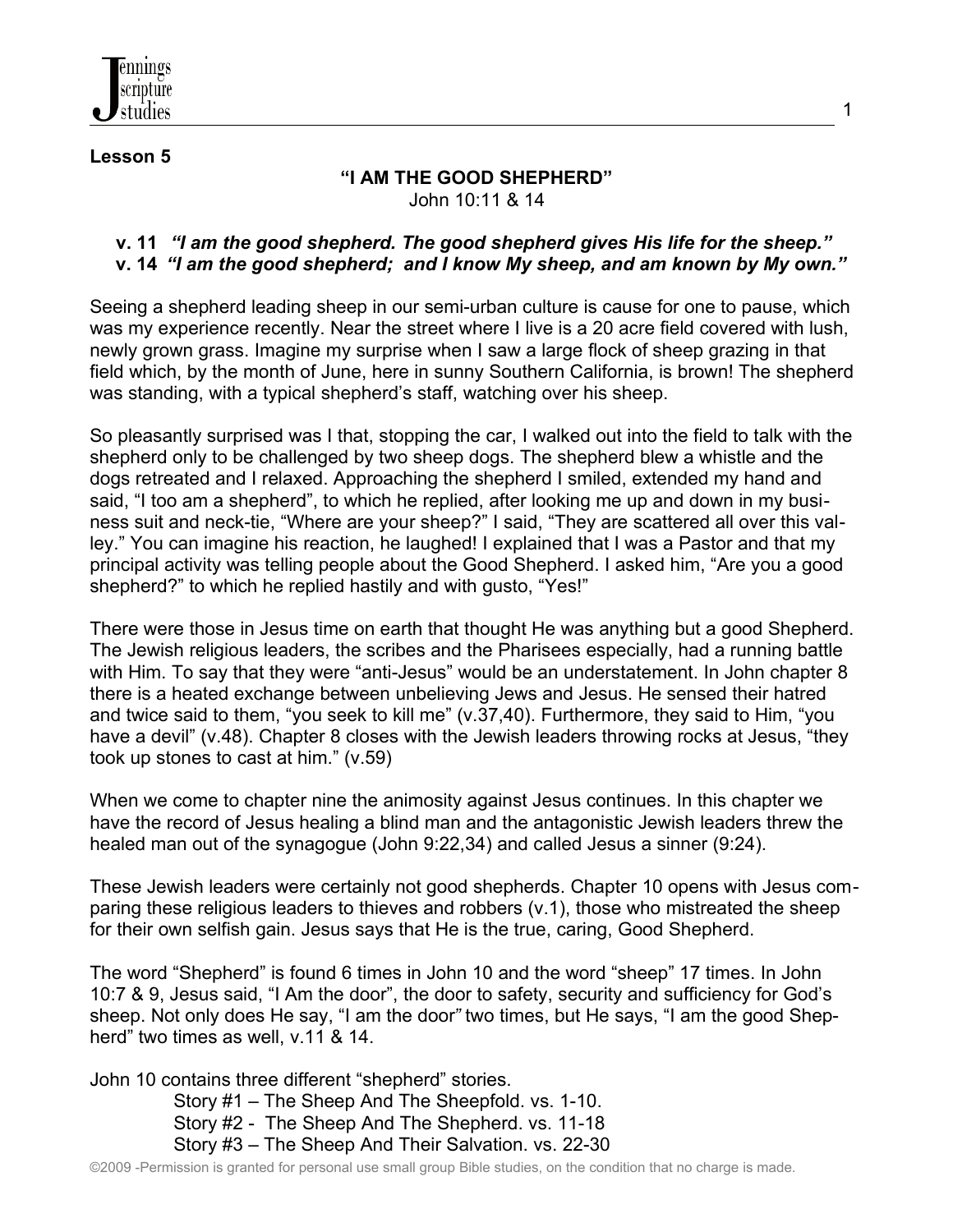**Lesson 5**

# "I AM THE GOOD SHEPHERD"

John 10:11 & 14

**v. 11** ***"I am the good shepherd. The good shepherd gives His life for the sheep."***
**v. 14** ***"I am the good shepherd; and I know My sheep, and am known by My own."***

Seeing a shepherd leading sheep in our semi-urban culture is cause for one to pause, which was my experience recently. Near the street where I live is a 20 acre field covered with lush, newly grown grass. Imagine my surprise when I saw a large flock of sheep grazing in that field which, by the month of June, here in sunny Southern California, is brown! The shepherd was standing, with a typical shepherd's staff, watching over his sheep.

So pleasantly surprised was I that, stopping the car, I walked out into the field to talk with the shepherd only to be challenged by two sheep dogs. The shepherd blew a whistle and the dogs retreated and I relaxed. Approaching the shepherd I smiled, extended my hand and said, "I too am a shepherd", to which he replied, after looking me up and down in my business suit and neck-tie, "Where are your sheep?" I said, "They are scattered all over this valley." You can imagine his reaction, he laughed! I explained that I was a Pastor and that my principal activity was telling people about the Good Shepherd. I asked him, "Are you a good shepherd?" to which he replied hastily and with gusto, "Yes!"

There were those in Jesus time on earth that thought He was anything but a good Shepherd. The Jewish religious leaders, the scribes and the Pharisees especially, had a running battle with Him. To say that they were "anti-Jesus" would be an understatement. In John chapter 8 there is a heated exchange between unbelieving Jews and Jesus. He sensed their hatred and twice said to them, "you seek to kill me" (v.37,40). Furthermore, they said to Him, "you have a devil" (v.48). Chapter 8 closes with the Jewish leaders throwing rocks at Jesus, "they took up stones to cast at him." (v.59)

When we come to chapter nine the animosity against Jesus continues. In this chapter we have the record of Jesus healing a blind man and the antagonistic Jewish leaders threw the healed man out of the synagogue (John 9:22,34) and called Jesus a sinner (9:24).

These Jewish leaders were certainly not good shepherds. Chapter 10 opens with Jesus comparing these religious leaders to thieves and robbers (v.1), those who mistreated the sheep for their own selfish gain. Jesus says that He is the true, caring, Good Shepherd.

The word "Shepherd" is found 6 times in John 10 and the word "sheep" 17 times. In John 10:7 & 9, Jesus said, "I Am the door", the door to safety, security and sufficiency for God's sheep. Not only does He say, "I am the door" two times, but He says, "I am the good Shepherd" two times as well, v.11 & 14.

John 10 contains three different "shepherd" stories.

- Story #1 – The Sheep And The Sheepfold. vs. 1-10.
- Story #2 - The Sheep And The Shepherd. vs. 11-18
- Story #3 – The Sheep And Their Salvation. vs. 22-30

©2009 -Permission is granted for personal use small group Bible studies, on the condition that no charge is made.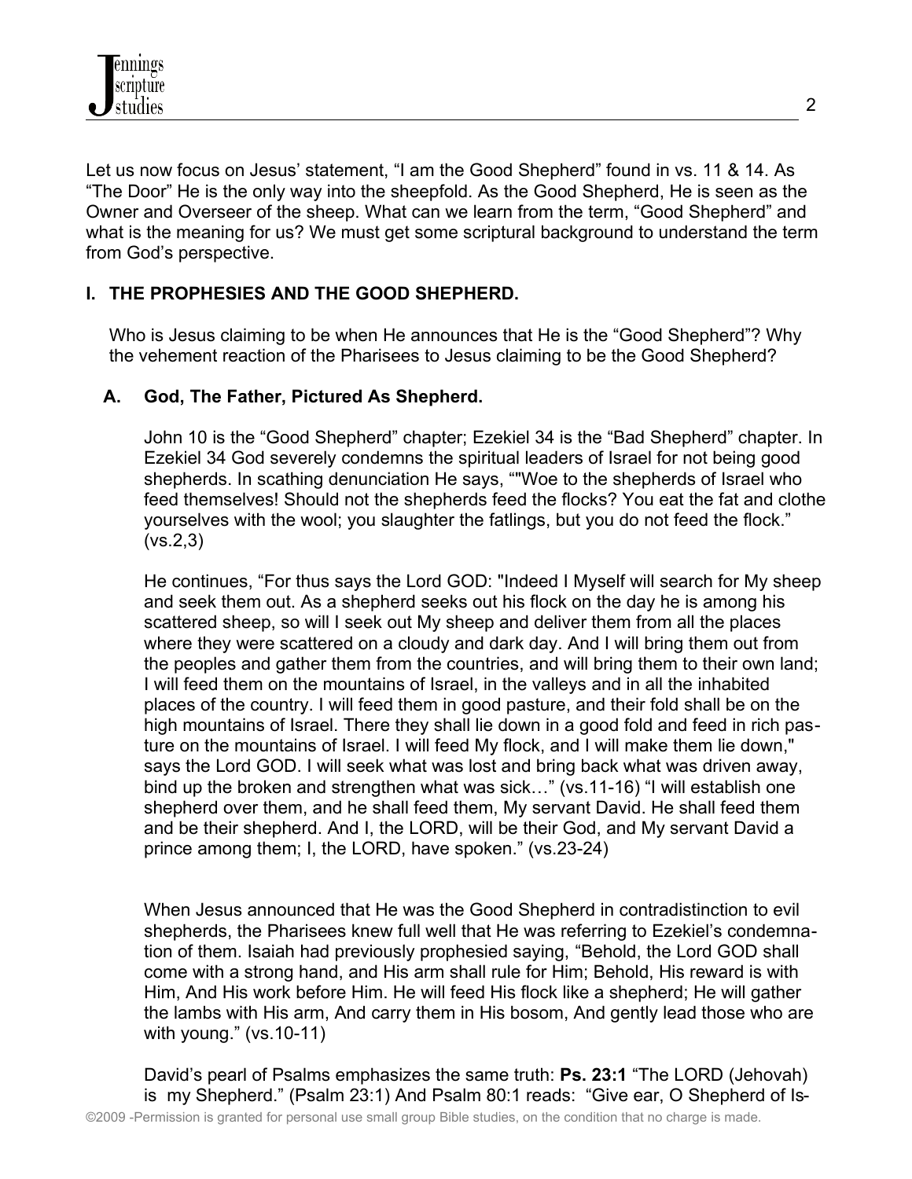Let us now focus on Jesus' statement, "I am the Good Shepherd" found in vs. 11 & 14. As "The Door" He is the only way into the sheepfold. As the Good Shepherd, He is seen as the Owner and Overseer of the sheep. What can we learn from the term, "Good Shepherd" and what is the meaning for us? We must get some scriptural background to understand the term from God's perspective.

## I. THE PROPHESIES AND THE GOOD SHEPHERD.

Who is Jesus claiming to be when He announces that He is the "Good Shepherd"? Why the vehement reaction of the Pharisees to Jesus claiming to be the Good Shepherd?

### A. God, The Father, Pictured As Shepherd.

John 10 is the "Good Shepherd" chapter; Ezekiel 34 is the "Bad Shepherd" chapter. In Ezekiel 34 God severely condemns the spiritual leaders of Israel for not being good shepherds. In scathing denunciation He says, ""Woe to the shepherds of Israel who feed themselves! Should not the shepherds feed the flocks? You eat the fat and clothe yourselves with the wool; you slaughter the fatlings, but you do not feed the flock." (vs.2,3)

He continues, "For thus says the Lord GOD: "Indeed I Myself will search for My sheep and seek them out. As a shepherd seeks out his flock on the day he is among his scattered sheep, so will I seek out My sheep and deliver them from all the places where they were scattered on a cloudy and dark day. And I will bring them out from the peoples and gather them from the countries, and will bring them to their own land; I will feed them on the mountains of Israel, in the valleys and in all the inhabited places of the country. I will feed them in good pasture, and their fold shall be on the high mountains of Israel. There they shall lie down in a good fold and feed in rich pasture on the mountains of Israel. I will feed My flock, and I will make them lie down," says the Lord GOD. I will seek what was lost and bring back what was driven away, bind up the broken and strengthen what was sick…" (vs.11-16) "I will establish one shepherd over them, and he shall feed them, My servant David. He shall feed them and be their shepherd. And I, the LORD, will be their God, and My servant David a prince among them; I, the LORD, have spoken." (vs.23-24)

When Jesus announced that He was the Good Shepherd in contradistinction to evil shepherds, the Pharisees knew full well that He was referring to Ezekiel's condemnation of them. Isaiah had previously prophesied saying, "Behold, the Lord GOD shall come with a strong hand, and His arm shall rule for Him; Behold, His reward is with Him, And His work before Him. He will feed His flock like a shepherd; He will gather the lambs with His arm, And carry them in His bosom, And gently lead those who are with young." (vs.10-11)

David's pearl of Psalms emphasizes the same truth: **Ps. 23:1** "The LORD (Jehovah) is my Shepherd." (Psalm 23:1) And Psalm 80:1 reads: "Give ear, O Shepherd of Is-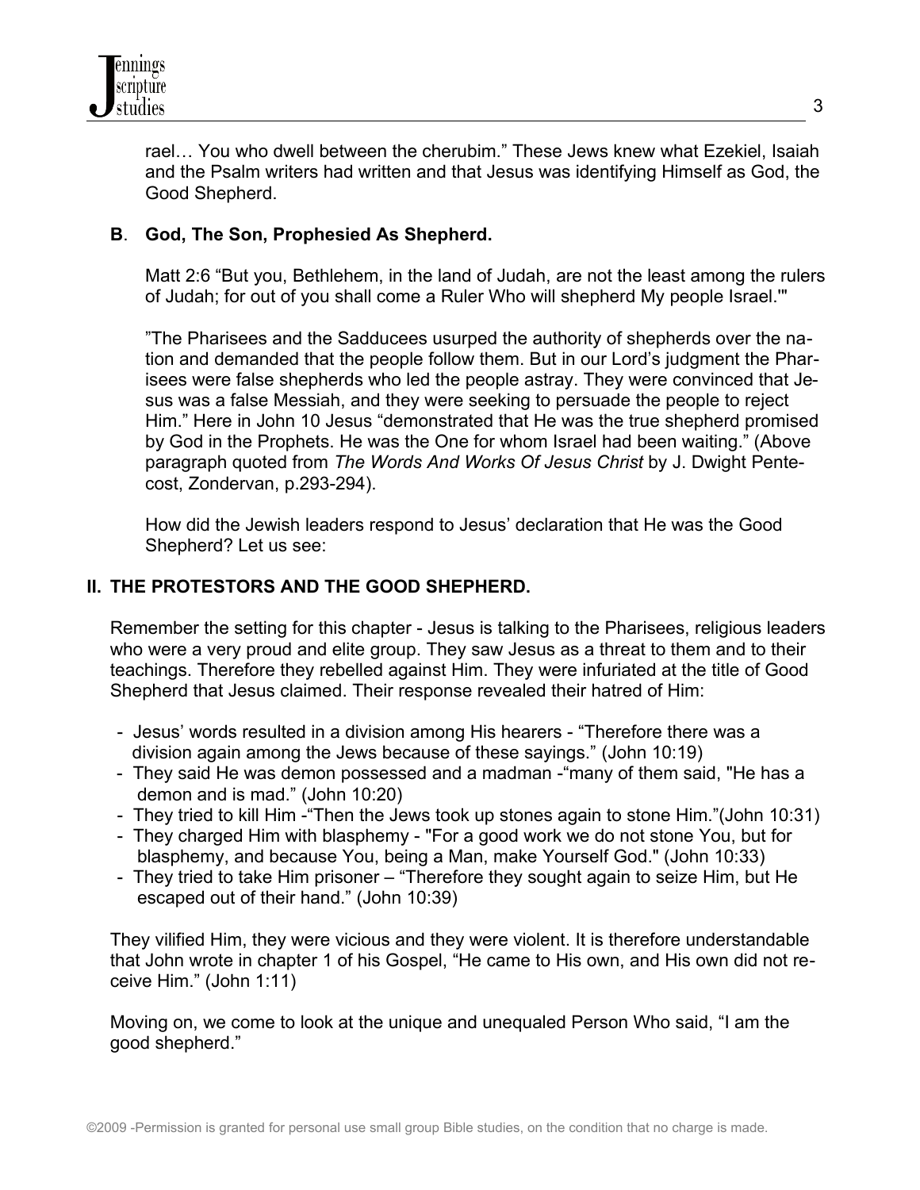rael… You who dwell between the cherubim." These Jews knew what Ezekiel, Isaiah and the Psalm writers had written and that Jesus was identifying Himself as God, the Good Shepherd.

### B. God, The Son, Prophesied As Shepherd.

Matt 2:6 "But you, Bethlehem, in the land of Judah, are not the least among the rulers of Judah; for out of you shall come a Ruler Who will shepherd My people Israel.'"

"The Pharisees and the Sadducees usurped the authority of shepherds over the nation and demanded that the people follow them. But in our Lord's judgment the Pharisees were false shepherds who led the people astray. They were convinced that Jesus was a false Messiah, and they were seeking to persuade the people to reject Him." Here in John 10 Jesus "demonstrated that He was the true shepherd promised by God in the Prophets. He was the One for whom Israel had been waiting." (Above paragraph quoted from *The Words And Works Of Jesus Christ* by J. Dwight Pentecost, Zondervan, p.293-294).

How did the Jewish leaders respond to Jesus' declaration that He was the Good Shepherd? Let us see:

## II. THE PROTESTORS AND THE GOOD SHEPHERD.

Remember the setting for this chapter - Jesus is talking to the Pharisees, religious leaders who were a very proud and elite group. They saw Jesus as a threat to them and to their teachings. Therefore they rebelled against Him. They were infuriated at the title of Good Shepherd that Jesus claimed. Their response revealed their hatred of Him:

- Jesus' words resulted in a division among His hearers - "Therefore there was a division again among the Jews because of these sayings." (John 10:19)
- They said He was demon possessed and a madman -"many of them said, "He has a demon and is mad." (John 10:20)
- They tried to kill Him -"Then the Jews took up stones again to stone Him."(John 10:31)
- They charged Him with blasphemy - "For a good work we do not stone You, but for blasphemy, and because You, being a Man, make Yourself God." (John 10:33)
- They tried to take Him prisoner – "Therefore they sought again to seize Him, but He escaped out of their hand." (John 10:39)

They vilified Him, they were vicious and they were violent. It is therefore understandable that John wrote in chapter 1 of his Gospel, "He came to His own, and His own did not receive Him." (John 1:11)

Moving on, we come to look at the unique and unequaled Person Who said, "I am the good shepherd."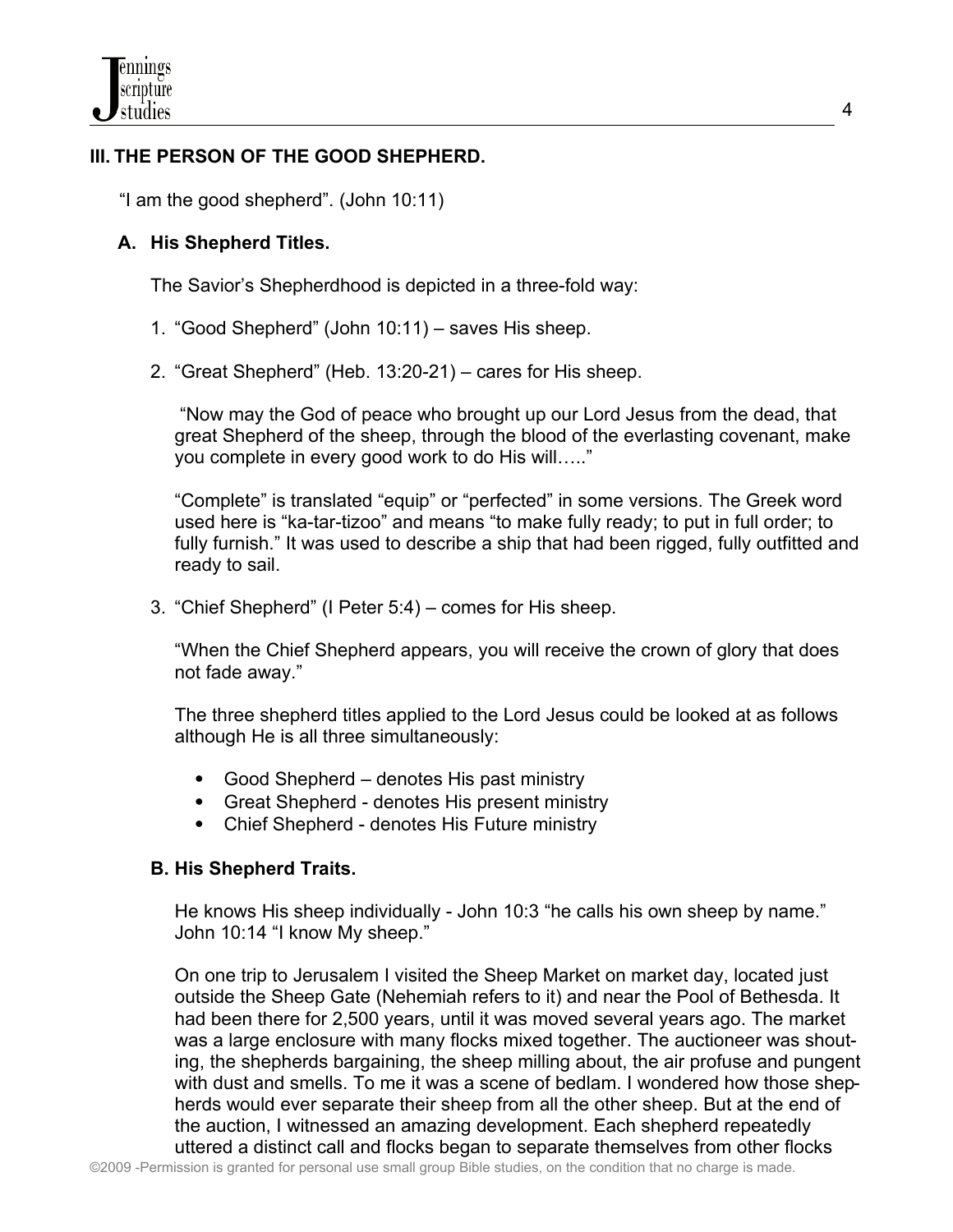## III. THE PERSON OF THE GOOD SHEPHERD.

"I am the good shepherd". (John 10:11)

### A. His Shepherd Titles.

The Savior's Shepherdhood is depicted in a three-fold way:

1. "Good Shepherd" (John 10:11) – saves His sheep.
2. "Great Shepherd" (Heb. 13:20-21) – cares for His sheep.

   "Now may the God of peace who brought up our Lord Jesus from the dead, that great Shepherd of the sheep, through the blood of the everlasting covenant, make you complete in every good work to do His will….."

   "Complete" is translated "equip" or "perfected" in some versions. The Greek word used here is "ka-tar-tizoo" and means "to make fully ready; to put in full order; to fully furnish." It was used to describe a ship that had been rigged, fully outfitted and ready to sail.

3. "Chief Shepherd" (I Peter 5:4) – comes for His sheep.

   "When the Chief Shepherd appears, you will receive the crown of glory that does not fade away."

   The three shepherd titles applied to the Lord Jesus could be looked at as follows although He is all three simultaneously:

   - Good Shepherd – denotes His past ministry
   - Great Shepherd - denotes His present ministry
   - Chief Shepherd - denotes His Future ministry

### B. His Shepherd Traits.

He knows His sheep individually - John 10:3 "he calls his own sheep by name." John 10:14 "I know My sheep."

On one trip to Jerusalem I visited the Sheep Market on market day, located just outside the Sheep Gate (Nehemiah refers to it) and near the Pool of Bethesda. It had been there for 2,500 years, until it was moved several years ago. The market was a large enclosure with many flocks mixed together. The auctioneer was shouting, the shepherds bargaining, the sheep milling about, the air profuse and pungent with dust and smells. To me it was a scene of bedlam. I wondered how those shepherds would ever separate their sheep from all the other sheep. But at the end of the auction, I witnessed an amazing development. Each shepherd repeatedly uttered a distinct call and flocks began to separate themselves from other flocks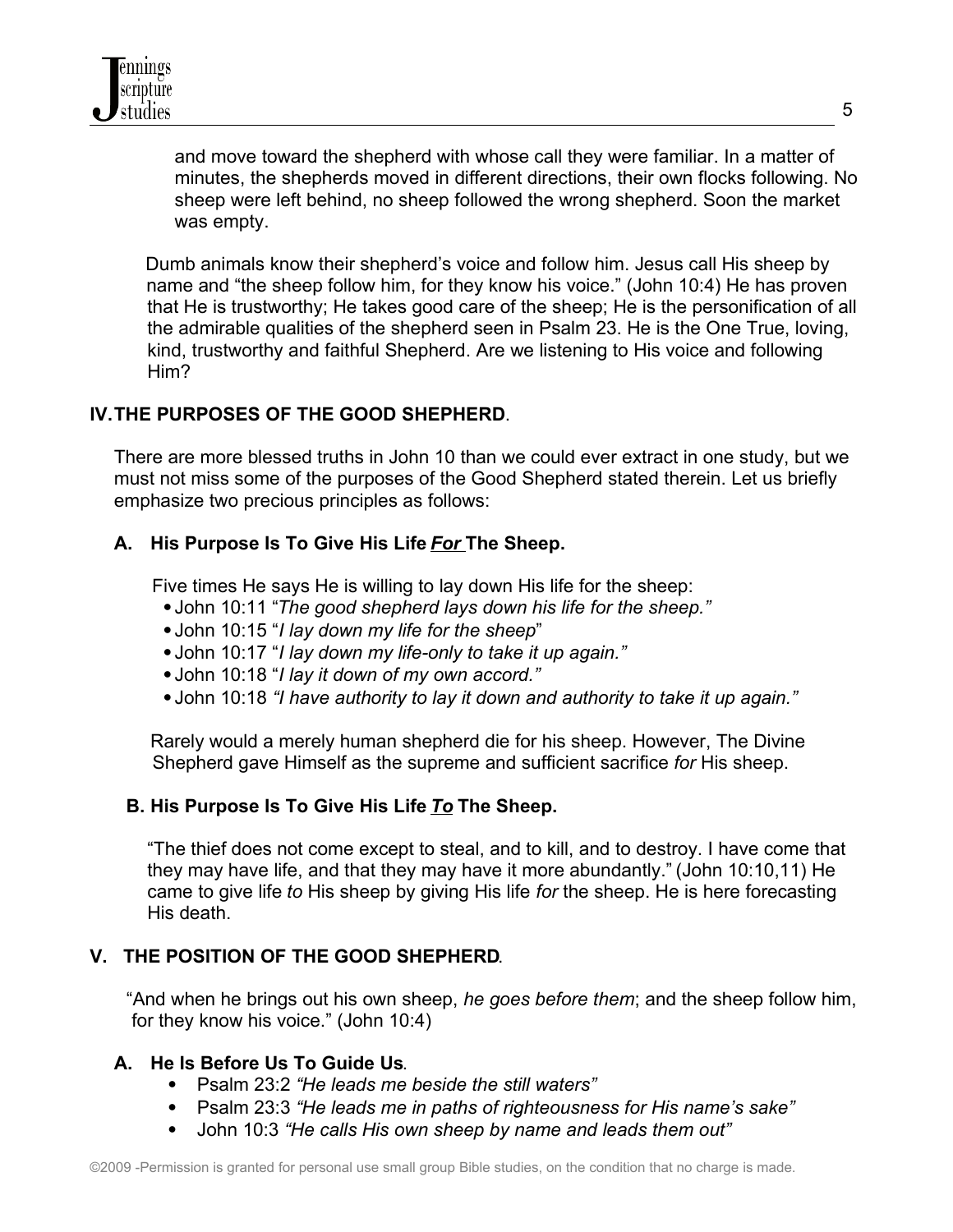and move toward the shepherd with whose call they were familiar. In a matter of minutes, the shepherds moved in different directions, their own flocks following. No sheep were left behind, no sheep followed the wrong shepherd. Soon the market was empty.

Dumb animals know their shepherd's voice and follow him. Jesus call His sheep by name and "the sheep follow him, for they know his voice." (John 10:4) He has proven that He is trustworthy; He takes good care of the sheep; He is the personification of all the admirable qualities of the shepherd seen in Psalm 23. He is the One True, loving, kind, trustworthy and faithful Shepherd. Are we listening to His voice and following Him?

## IV. THE PURPOSES OF THE GOOD SHEPHERD.

There are more blessed truths in John 10 than we could ever extract in one study, but we must not miss some of the purposes of the Good Shepherd stated therein. Let us briefly emphasize two precious principles as follows:

### A. His Purpose Is To Give His Life ***For*** The Sheep.

Five times He says He is willing to lay down His life for the sheep:

- John 10:11 "*The good shepherd lays down his life for the sheep."*
- John 10:15 "*I lay down my life for the sheep*"
- John 10:17 "*I lay down my life-only to take it up again."*
- John 10:18 "*I lay it down of my own accord."*
- John 10:18 *"I have authority to lay it down and authority to take it up again."*

Rarely would a merely human shepherd die for his sheep. However, The Divine Shepherd gave Himself as the supreme and sufficient sacrifice *for* His sheep.

### B. His Purpose Is To Give His Life ***To*** The Sheep.

"The thief does not come except to steal, and to kill, and to destroy. I have come that they may have life, and that they may have it more abundantly." (John 10:10,11) He came to give life *to* His sheep by giving His life *for* the sheep. He is here forecasting His death.

## V. THE POSITION OF THE GOOD SHEPHERD.

"And when he brings out his own sheep, *he goes before them*; and the sheep follow him, for they know his voice." (John 10:4)

### A. He Is Before Us To Guide Us.

- Psalm 23:2 *"He leads me beside the still waters"*
- Psalm 23:3 *"He leads me in paths of righteousness for His name's sake"*
- John 10:3 *"He calls His own sheep by name and leads them out"*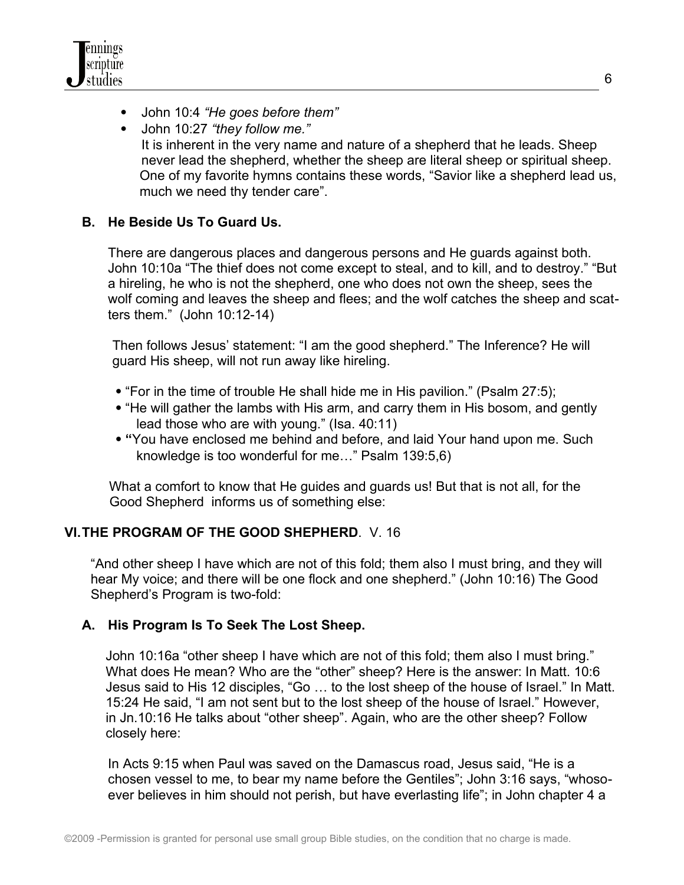- John 10:4 *"He goes before them"*
- John 10:27 *"they follow me."*

  It is inherent in the very name and nature of a shepherd that he leads. Sheep never lead the shepherd, whether the sheep are literal sheep or spiritual sheep. One of my favorite hymns contains these words, "Savior like a shepherd lead us, much we need thy tender care".

### B. He Beside Us To Guard Us.

There are dangerous places and dangerous persons and He guards against both. John 10:10a "The thief does not come except to steal, and to kill, and to destroy." "But a hireling, he who is not the shepherd, one who does not own the sheep, sees the wolf coming and leaves the sheep and flees; and the wolf catches the sheep and scatters them." (John 10:12-14)

Then follows Jesus' statement: "I am the good shepherd." The Inference? He will guard His sheep, will not run away like hireling.

- "For in the time of trouble He shall hide me in His pavilion." (Psalm 27:5);
- "He will gather the lambs with His arm, and carry them in His bosom, and gently lead those who are with young." (Isa. 40:11)
- **"**You have enclosed me behind and before, and laid Your hand upon me. Such knowledge is too wonderful for me…" Psalm 139:5,6)

What a comfort to know that He guides and guards us! But that is not all, for the Good Shepherd informs us of something else:

## VI. THE PROGRAM OF THE GOOD SHEPHERD. V. 16

"And other sheep I have which are not of this fold; them also I must bring, and they will hear My voice; and there will be one flock and one shepherd." (John 10:16) The Good Shepherd's Program is two-fold:

### A. His Program Is To Seek The Lost Sheep.

John 10:16a "other sheep I have which are not of this fold; them also I must bring." What does He mean? Who are the "other" sheep? Here is the answer: In Matt. 10:6 Jesus said to His 12 disciples, "Go … to the lost sheep of the house of Israel." In Matt. 15:24 He said, "I am not sent but to the lost sheep of the house of Israel." However, in Jn.10:16 He talks about "other sheep". Again, who are the other sheep? Follow closely here:

In Acts 9:15 when Paul was saved on the Damascus road, Jesus said, "He is a chosen vessel to me, to bear my name before the Gentiles"; John 3:16 says, "whosoever believes in him should not perish, but have everlasting life"; in John chapter 4 a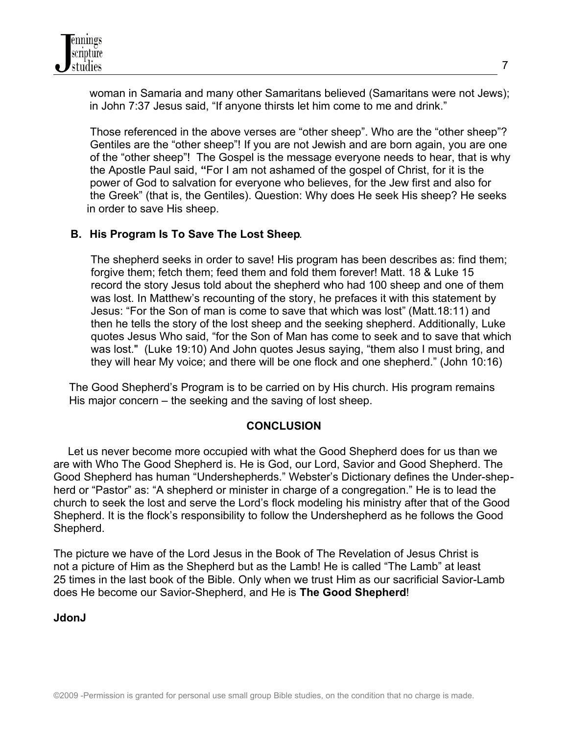woman in Samaria and many other Samaritans believed (Samaritans were not Jews); in John 7:37 Jesus said, "If anyone thirsts let him come to me and drink."

Those referenced in the above verses are "other sheep". Who are the "other sheep"? Gentiles are the "other sheep"! If you are not Jewish and are born again, you are one of the "other sheep"! The Gospel is the message everyone needs to hear, that is why the Apostle Paul said, **"**For I am not ashamed of the gospel of Christ, for it is the power of God to salvation for everyone who believes, for the Jew first and also for the Greek" (that is, the Gentiles). Question: Why does He seek His sheep? He seeks in order to save His sheep.

### B. His Program Is To Save The Lost Sheep.

The shepherd seeks in order to save! His program has been describes as: find them; forgive them; fetch them; feed them and fold them forever! Matt. 18 & Luke 15 record the story Jesus told about the shepherd who had 100 sheep and one of them was lost. In Matthew's recounting of the story, he prefaces it with this statement by Jesus: "For the Son of man is come to save that which was lost" (Matt.18:11) and then he tells the story of the lost sheep and the seeking shepherd. Additionally, Luke quotes Jesus Who said, "for the Son of Man has come to seek and to save that which was lost." (Luke 19:10) And John quotes Jesus saying, "them also I must bring, and they will hear My voice; and there will be one flock and one shepherd." (John 10:16)

The Good Shepherd's Program is to be carried on by His church. His program remains His major concern – the seeking and the saving of lost sheep.

## CONCLUSION

Let us never become more occupied with what the Good Shepherd does for us than we are with Who The Good Shepherd is. He is God, our Lord, Savior and Good Shepherd. The Good Shepherd has human "Undershepherds." Webster's Dictionary defines the Under-shepherd or "Pastor" as: "A shepherd or minister in charge of a congregation." He is to lead the church to seek the lost and serve the Lord's flock modeling his ministry after that of the Good Shepherd. It is the flock's responsibility to follow the Undershepherd as he follows the Good Shepherd.

The picture we have of the Lord Jesus in the Book of The Revelation of Jesus Christ is not a picture of Him as the Shepherd but as the Lamb! He is called "The Lamb" at least 25 times in the last book of the Bible. Only when we trust Him as our sacrificial Savior-Lamb does He become our Savior-Shepherd, and He is **The Good Shepherd**!

**JdonJ**

©2009 -Permission is granted for personal use small group Bible studies, on the condition that no charge is made.